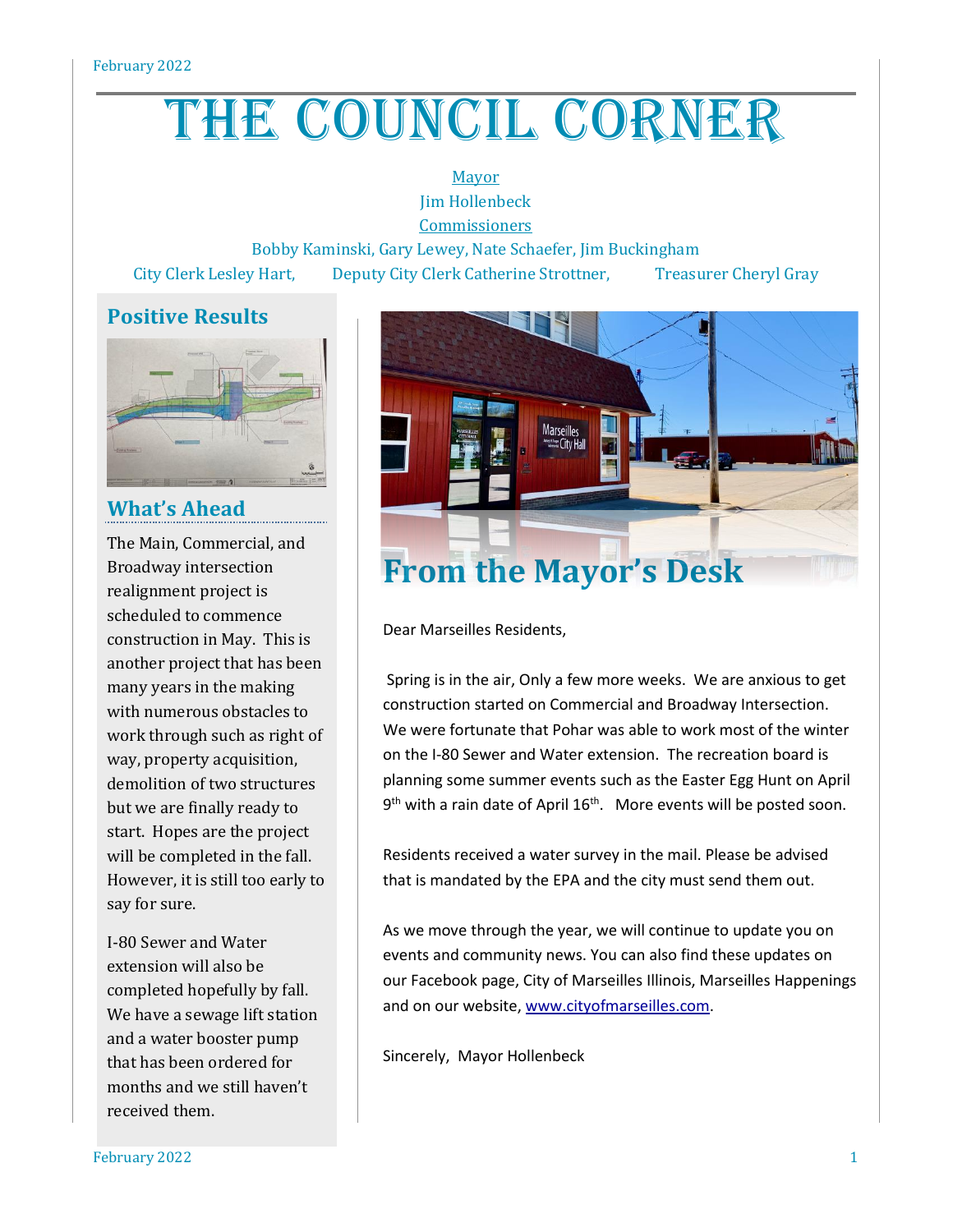# THE COUNCIL CORNER

Mayor

Jim Hollenbeck

Commissioners

Bobby Kaminski, Gary Lewey, Nate Schaefer, Jim Buckingham

City Clerk Lesley Hart, Deputy City Clerk Catherine Strottner, Treasurer Cheryl Gray

## Positive Results

## What's Ahead

The Main, Commercial, and Broadway intersection realignment project is scheduled to commence construction in May. This is another project that has been many years in the making with numerous obstacles to work through such as right of way, property acquisition, demolition of two structures but we are finally ready to start. Hopes are the project will be completed in the fall. However, it is still too early to say for sure.

I-80 Sewer and Water extension will also be completed hopefully by fall. We have a sewage lift station and a water booster pump that has been ordered for months and we still haven't received them.

## From the Mayor's Desk

Dear Marseilles Residents,

Spring is in the air, Only a few more weeks. We are anxious to get construction started on Commercial and Broadway Intersection. We were fortunate that Pohar was able to work most of the winter on the I-80 Sewer and Water extension. The recreation board is planning some summer events such as the Easter Egg Hunt on April 9th with a rain date of April 16th. More events will be posted soon.

Residents received a water survey in the mail. Please be advised that is mandated by the EPA and the city must send them out.

As we move through the year, we will continue to update you on events and community news. You can also find these updates on our Facebook page, City of Marseilles Illinois, Marseilles Happenings and on our website, www.cityofmarseilles.com.

Sincerely, Mayor Hollenbeck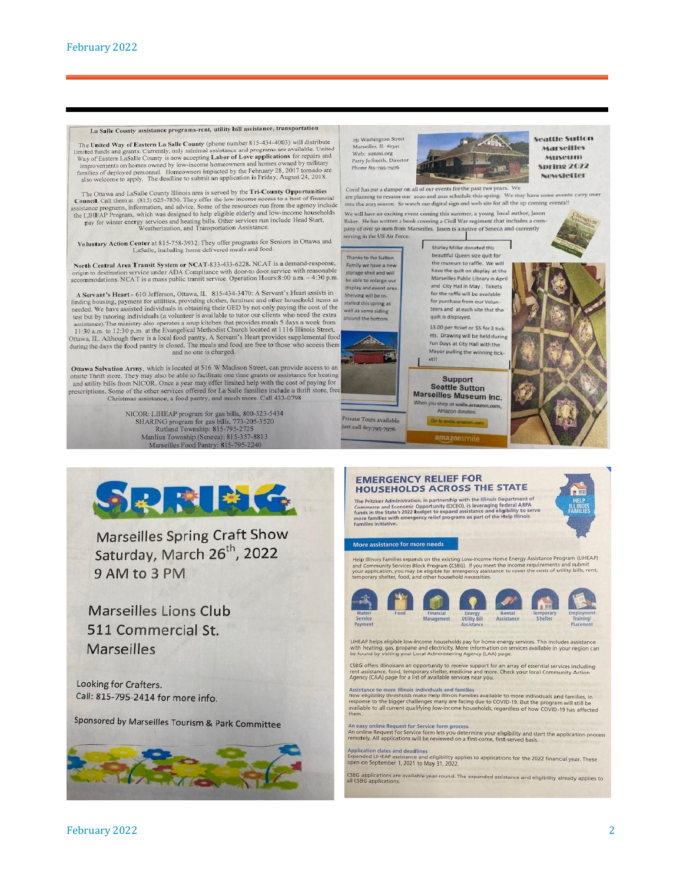### La Salle County assistance programs-rent, utility bill assistance, transportation

The **United Way of Eastern La Salle County** (phone number 815-434-4003) will distribute limited funds and grants. Currently, only minimal assistance and programs are available. United Way of Eastern LaSalle County is now accepting **Labor of Love applications** for repairs and improvements on homes owned by low-income homeowners and homes owned by military families of deployed personnel. Homeowners impacted by the February 28, 2017 tornado are also welcome to apply. The deadline to submit an application is Friday, August 24, 2018.

The Ottawa and LaSalle County Illinois area is served by the **Tri-County Opportunities Council**. Call them at (815) 625-7830. They offer the low income access to a host of financial assistance programs, information, and advice. Some of the resources run from the agency include the LIHEAP Program, which was designed to help eligible elderly and low-income households pay for winter energy services and heating bills. Other services run include Head Start, Weatherization, and Transportation Assistance.

**Voluntary Action Center** at 815-758-3932. They offer programs for Seniors in Ottawa and LaSalle, including home delivered meals and food.

**North Central Area Transit System or NCAT**-833-433-6228. NCAT is a demand-response, origin to destination service under ADA Compliance with door-to door service with reasonable accommodations. NCAT is a mass public transit service. Operation Hours:8:00 a.m. – 4:30 p.m.

**A Servant's Heart** - 610 Jefferson, Ottawa, IL 815-434-3470: A Servant's Heart assists in finding housing, payment for utilities, providing clothes, furniture and other household items as needed. We have assisted individuals in obtaining their GED by not only paying the cost of the test but by tutoring individuals (a volunteer is available to tutor our clients who need the extra assistance).The ministry also operates a soup kitchen that provides meals 5 days a week from 11:30 a.m. to 12:30 p.m. at the Evangelical Methodist Church located at 1116 Illinois Street, Ottawa, IL. Although there is a local food pantry, A Servant's Heart provides supplemental food during the days the food pantry is closed. The meals and food are free to those who access them and no one is charged.

**Ottawa Salvation Army**, which is located at 516 W Madison Street, can provide access to an onsite Thrift store. They may also be able to facilitate one time grants or assistance for heating and utility bills from NICOR. Once a year may offer limited help with the cost of paying for prescriptions. Some of the other services offered for La Salle families include a thrift store, free Christmas assistance, a food pantry, and much more. Call 433-0798

NICOR: LIHEAP program for gas bills, 800-323-5434
SHARING program for gas bills, 773-205-3520
Rutland Township: 815-795-2725
Manlius Township (Seneca): 815-357-8813
Marseilles Food Pantry: 815-795-2240

---

151 Washington Street
Marseilles, IL 61341
Web: ssmmi.org
Patty Jo Smith, Director
Phone 815-795-7976

### Seattle Sutton Marseilles Museum Spring 2022 Newsletter

Covid has put a damper on all of our events for the past two years. We are planning to resume our 2020 and 2021 schedule this spring. We may have some events carry over into the 2023 season. So watch our digital sign and web site for all the up coming events!!

We will have an exciting event coming this summer, a young local author, Jason Baker. He has written a book covering a Civil War regiment that includes a company of over 50 men from Marseilles. Jason is a native of Seneca and currently serving in the US Air Force.

Thanks to the Sutton Family we have a new storage shed and will be able to enlarge our display and event area. Shelving will be installed this spring as well as some siding around the bottom.

Shirley Miller donated this beautiful Queen size quilt for the museum to raffle. We will have the quilt on display at the Marseilles Public Library in April and City Hall in May. Tickets for the raffle will be available for purchase from our Volunteers and at each site that the quilt is displayed.

$3.00 per ticket or $5 for 3 tickets. Drawing will be held during Fun Days at City Hall with the Mayor pulling the winning ticket!!

Private Tours available just call 815-795-7976

**Support Seattle Sutton Marseilles Museum Inc.**
When you shop at smile.amazon.com, Amazon donates.
Go to smile.amazon.com
amazonsmile

---

# SPRING

Marseilles Spring Craft Show
Saturday, March 26th, 2022
9 AM to 3 PM

Marseilles Lions Club
511 Commercial St.
Marseilles

Looking for Crafters.
Call: 815-795-2414 for more info.

Sponsored by Marseilles Tourism & Park Committee

---

## EMERGENCY RELIEF FOR HOUSEHOLDS ACROSS THE STATE

HELP ILLINOIS FAMILIES

The Pritzker Administration, in partnership with the Illinois Department of Commerce and Economic Opportunity (DCEO), is leveraging federal ARPA funds in the State's 2022 budget to expand assistance and eligibility to serve more families with emergency relief programs as part of the Help Illinois Families initiative.

**More assistance for more needs**

Help Illinois Families expands on the existing Low-Income Home Energy Assistance Program (LIHEAP) and Community Services Block Program (CSBG). If you meet the income requirements and submit your application, you may be eligible for emergency assistance to cover the costs of utility bills, rent, temporary shelter, food, and other household necessities.

Water/Service Payment · Food · Financial Management · Energy Utility Bill Assistance · Rental Assistance · Temporary Shelter · Employment Training/Placement

LIHEAP helps eligible low-income households pay for home energy services. This includes assistance with heating, gas, propane and electricity. More information on services available in your region can be found by visiting your Local Administering Agency (LAA) page.

CSBG offers Illinoisans an opportunity to receive support for an array of essential services including rent assistance, food, temporary shelter, medicine and more. Check your local Community Action Agency (CAA) page for a list of available services near you.

**Assistance to more Illinois individuals and families**
New eligibility thresholds make Help Illinois Families available to more individuals and families, in response to the bigger challenges many are facing due to COVID-19. But the program will still be available to all current qualifying low-income households, regardless of how COVID-19 has affected them.

**An easy online Request for Service form process**
An online Request for Service form lets you determine your eligibility and start the application process remotely. All applications will be reviewed on a first-come, first-served basis.

**Application dates and deadlines**
Expanded LIHEAP assistance and eligibility applies to applications for the 2022 financial year. These open on September 1, 2021 to May 31, 2022.

CSBG applications are available year-round. The expanded assistance and eligibility already applies to all CSBG applications.